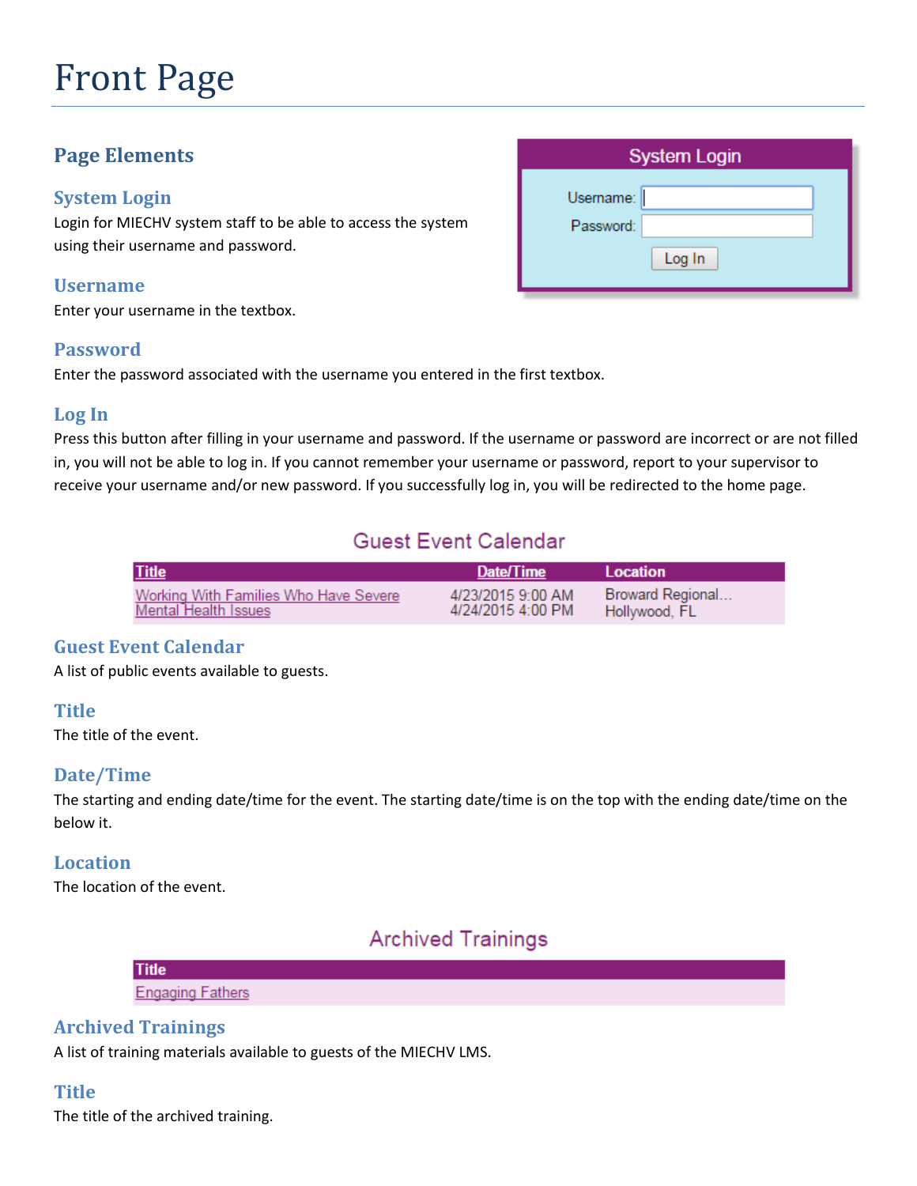# Front Page

## Page Elements

System Login

| Username: | |
|---|---|
| Password: | |

Log In

### System Login

Login for MIECHV system staff to be able to access the system using their username and password.

### Username

Enter your username in the textbox.

### Password

Enter the password associated with the username you entered in the first textbox.

### Log In

Press this button after filling in your username and password. If the username or password are incorrect or are not filled in, you will not be able to log in. If you cannot remember your username or password, report to your supervisor to receive your username and/or new password. If you successfully log in, you will be redirected to the home page.

Guest Event Calendar

| Title | Date/Time | Location |
|---|---|---|
| Working With Families Who Have Severe Mental Health Issues | 4/23/2015 9:00 AM 4/24/2015 4:00 PM | Broward Regional… Hollywood, FL |

### Guest Event Calendar

A list of public events available to guests.

### Title

The title of the event.

### Date/Time

The starting and ending date/time for the event. The starting date/time is on the top with the ending date/time on the below it.

### Location

The location of the event.

Archived Trainings

| Title |
|---|
| Engaging Fathers |

### Archived Trainings

A list of training materials available to guests of the MIECHV LMS.

### Title

The title of the archived training.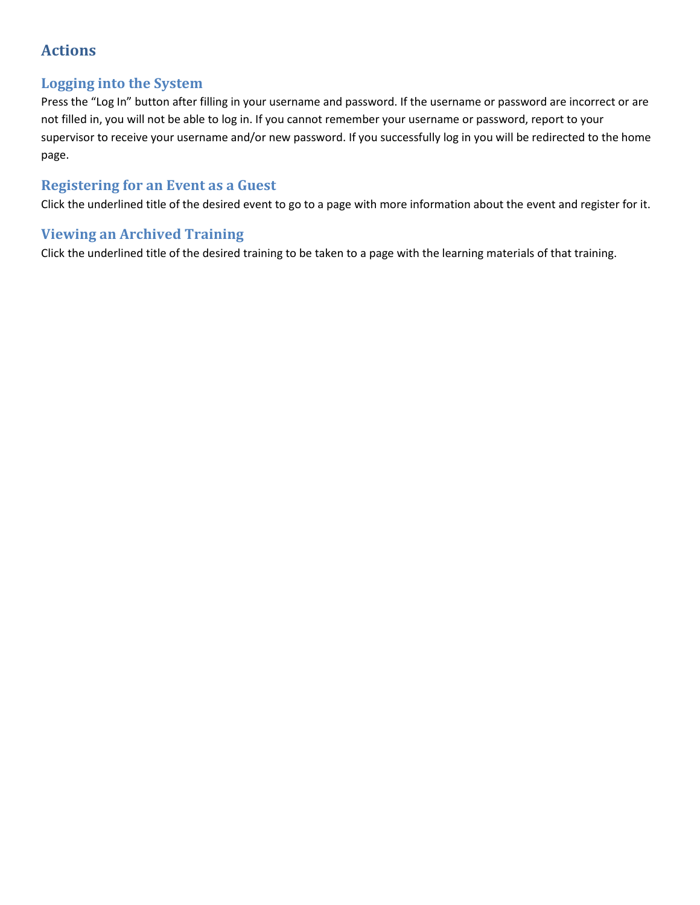# Actions

## Logging into the System

Press the “Log In” button after filling in your username and password. If the username or password are incorrect or are not filled in, you will not be able to log in. If you cannot remember your username or password, report to your supervisor to receive your username and/or new password. If you successfully log in you will be redirected to the home page.

## Registering for an Event as a Guest

Click the underlined title of the desired event to go to a page with more information about the event and register for it.

## Viewing an Archived Training

Click the underlined title of the desired training to be taken to a page with the learning materials of that training.